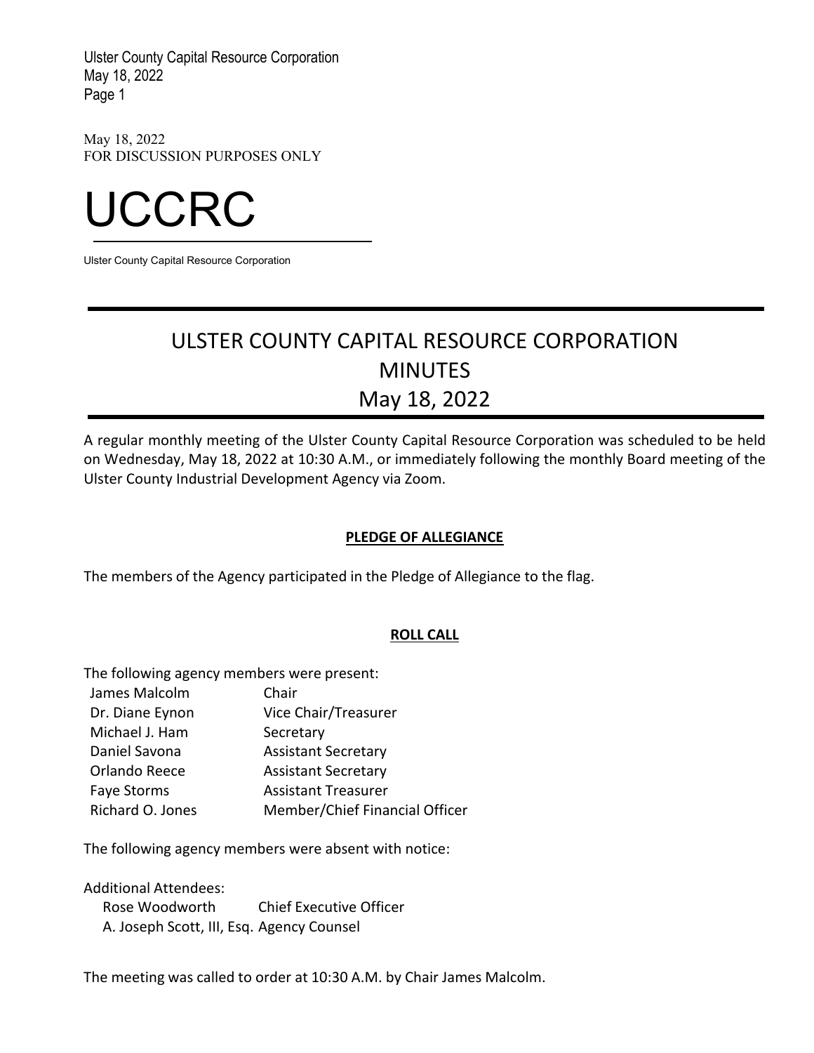May 18, 2022
FOR DISCUSSION PURPOSES ONLY

# UCCRC

Ulster County Capital Resource Corporation

## ULSTER COUNTY CAPITAL RESOURCE CORPORATION
## MINUTES
## May 18, 2022

A regular monthly meeting of the Ulster County Capital Resource Corporation was scheduled to be held on Wednesday, May 18, 2022 at 10:30 A.M., or immediately following the monthly Board meeting of the Ulster County Industrial Development Agency via Zoom.

### PLEDGE OF ALLEGIANCE

The members of the Agency participated in the Pledge of Allegiance to the flag.

### ROLL CALL

The following agency members were present:

| | |
|---|---|
| James Malcolm | Chair |
| Dr. Diane Eynon | Vice Chair/Treasurer |
| Michael J. Ham | Secretary |
| Daniel Savona | Assistant Secretary |
| Orlando Reece | Assistant Secretary |
| Faye Storms | Assistant Treasurer |
| Richard O. Jones | Member/Chief Financial Officer |

The following agency members were absent with notice:

Additional Attendees:

| | |
|---|---|
| Rose Woodworth | Chief Executive Officer |
| A. Joseph Scott, III, Esq. | Agency Counsel |

The meeting was called to order at 10:30 A.M. by Chair James Malcolm.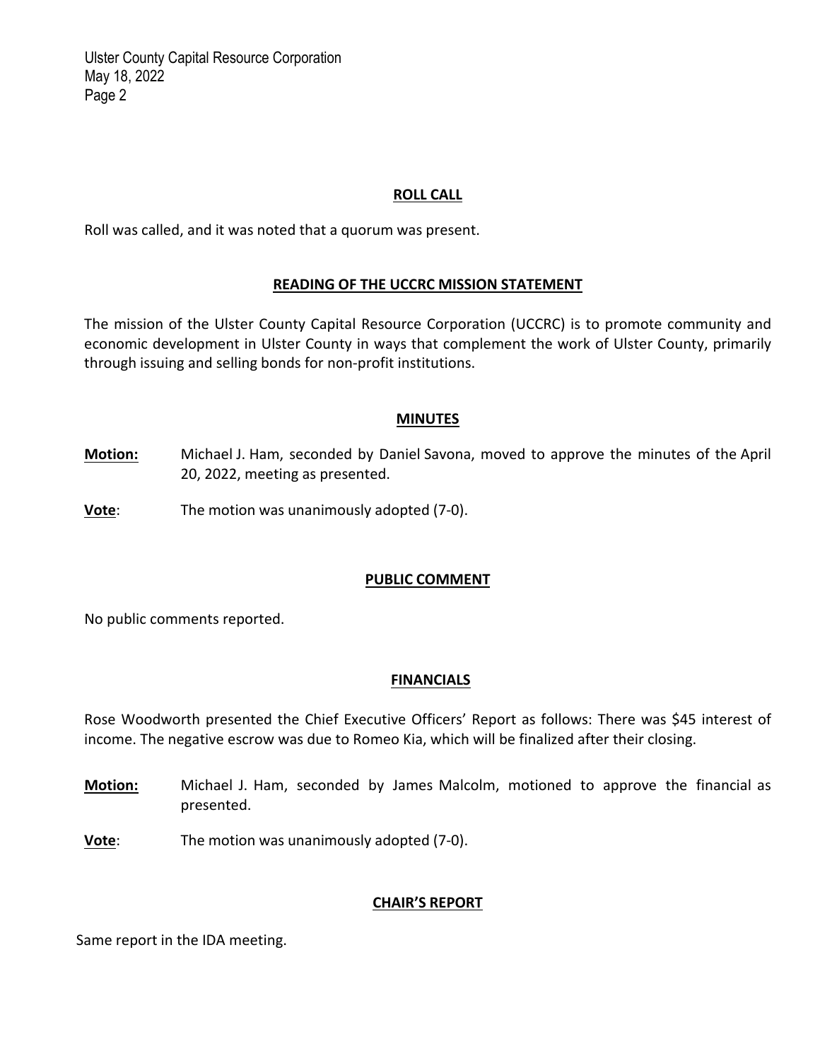## ROLL CALL

Roll was called, and it was noted that a quorum was present.

## READING OF THE UCCRC MISSION STATEMENT

The mission of the Ulster County Capital Resource Corporation (UCCRC) is to promote community and economic development in Ulster County in ways that complement the work of Ulster County, primarily through issuing and selling bonds for non-profit institutions.

## MINUTES

**Motion:** Michael J. Ham, seconded by Daniel Savona, moved to approve the minutes of the April 20, 2022, meeting as presented.

**Vote**: The motion was unanimously adopted (7-0).

## PUBLIC COMMENT

No public comments reported.

## FINANCIALS

Rose Woodworth presented the Chief Executive Officers' Report as follows: There was $45 interest of income. The negative escrow was due to Romeo Kia, which will be finalized after their closing.

**Motion:** Michael J. Ham, seconded by James Malcolm, motioned to approve the financial as presented.

**Vote**: The motion was unanimously adopted (7-0).

## CHAIR'S REPORT

Same report in the IDA meeting.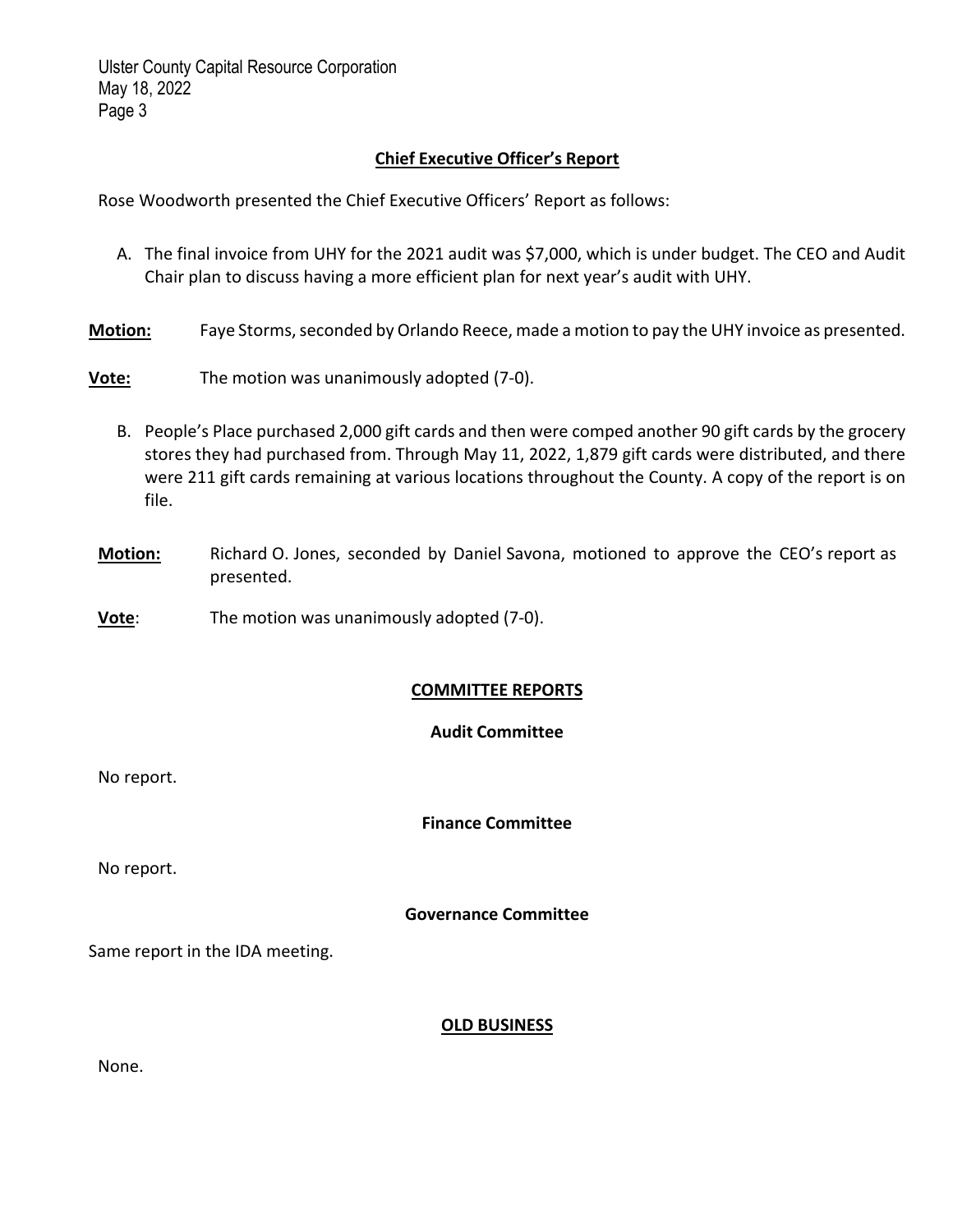## Chief Executive Officer's Report

Rose Woodworth presented the Chief Executive Officers' Report as follows:

A. The final invoice from UHY for the 2021 audit was $7,000, which is under budget. The CEO and Audit Chair plan to discuss having a more efficient plan for next year's audit with UHY.

**Motion:** Faye Storms, seconded by Orlando Reece, made a motion to pay the UHY invoice as presented.

**Vote:** The motion was unanimously adopted (7-0).

B. People's Place purchased 2,000 gift cards and then were comped another 90 gift cards by the grocery stores they had purchased from. Through May 11, 2022, 1,879 gift cards were distributed, and there were 211 gift cards remaining at various locations throughout the County. A copy of the report is on file.

**Motion:** Richard O. Jones, seconded by Daniel Savona, motioned to approve the CEO's report as presented.

**Vote**: The motion was unanimously adopted (7-0).

## COMMITTEE REPORTS

### Audit Committee

No report.

### Finance Committee

No report.

### Governance Committee

Same report in the IDA meeting.

## OLD BUSINESS

None.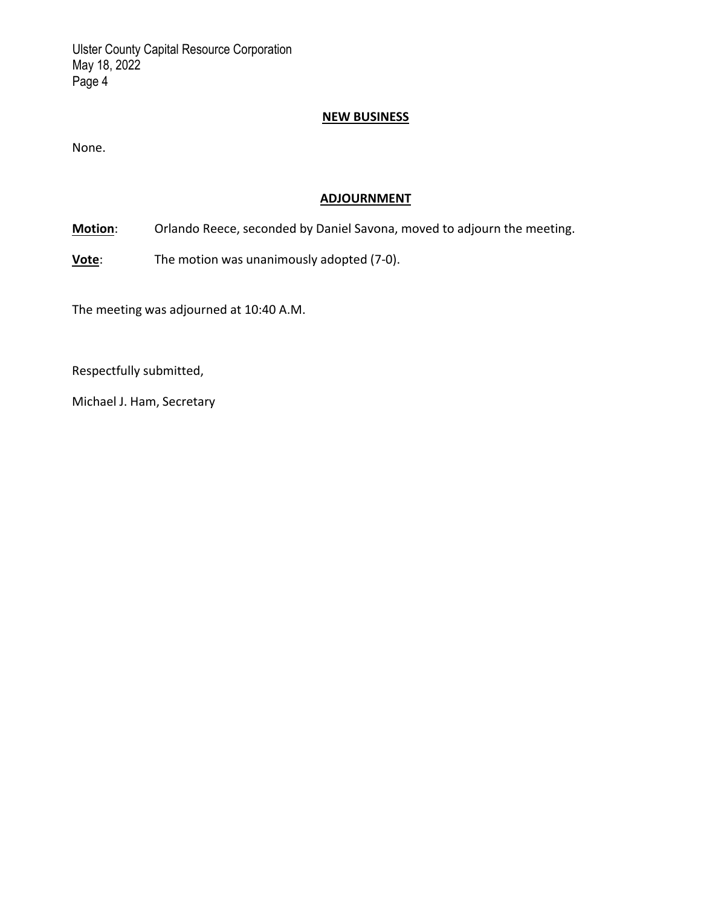## NEW BUSINESS

None.

## ADJOURNMENT

**Motion**: Orlando Reece, seconded by Daniel Savona, moved to adjourn the meeting.

**Vote**: The motion was unanimously adopted (7-0).

The meeting was adjourned at 10:40 A.M.

Respectfully submitted,

Michael J. Ham, Secretary